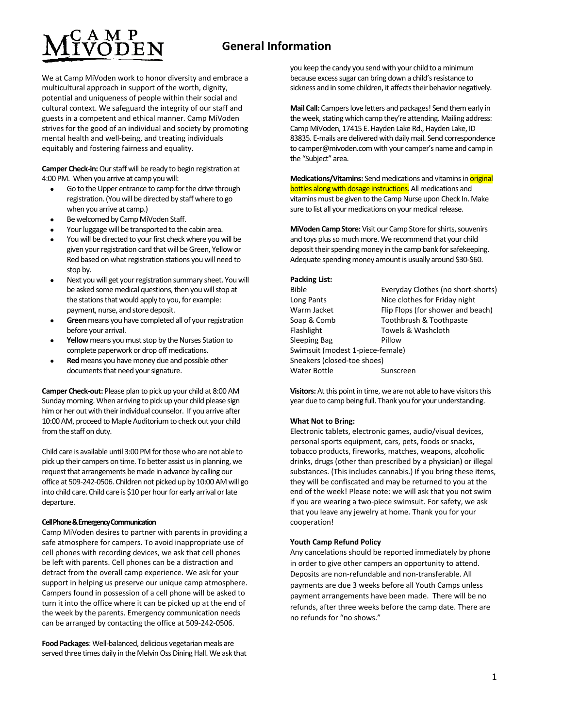# General Information

We at Camp MiVoden work to honor diversity and embrace a multicultural approach in support of the worth, dignity, potential and uniqueness of people within their social and cultural context. We safeguard the integrity of our staff and guests in a competent and ethical manner. Camp MiVoden strives for the good of an individual and society by promoting mental health and well-being, and treating individuals equitably and fostering fairness and equality.

**Camper Check-in:** Our staff will be ready to begin registration at 4:00 PM. When you arrive at camp you will:

- Go to the Upper entrance to camp for the drive through registration. (You will be directed by staff where to go when you arrive at camp.)
- Be welcomed by Camp MiVoden Staff.
- Your luggage will be transported to the cabin area.
- You will be directed to your first check where you will be given your registration card that will be Green, Yellow or Red based on what registration stations you will need to stop by.
- Next you will get your registration summary sheet. You will be asked some medical questions, then you will stop at the stations that would apply to you, for example: payment, nurse, and store deposit.
- **Green** means you have completed all of your registration before your arrival.
- **Yellow** means you must stop by the Nurses Station to complete paperwork or drop off medications.
- **Red** means you have money due and possible other documents that need your signature.

**Camper Check-out:** Please plan to pick up your child at 8:00 AM Sunday morning. When arriving to pick up your child please sign him or her out with their individual counselor. If you arrive after 10:00 AM, proceed to Maple Auditorium to check out your child from the staff on duty.

Child care is available until 3:00 PM for those who are not able to pick up their campers on time. To better assist us in planning, we request that arrangements be made in advance by calling our office at 509-242-0506. Children not picked up by 10:00 AM will go into child care. Child care is $10 per hour for early arrival or late departure.

**Cell Phone & Emergency Communication**

Camp MiVoden desires to partner with parents in providing a safe atmosphere for campers. To avoid inappropriate use of cell phones with recording devices, we ask that cell phones be left with parents. Cell phones can be a distraction and detract from the overall camp experience. We ask for your support in helping us preserve our unique camp atmosphere. Campers found in possession of a cell phone will be asked to turn it into the office where it can be picked up at the end of the week by the parents. Emergency communication needs can be arranged by contacting the office at 509-242-0506.

**Food Packages**: Well-balanced, delicious vegetarian meals are served three times daily in the Melvin Oss Dining Hall. We ask that you keep the candy you send with your child to a minimum because excess sugar can bring down a child's resistance to sickness and in some children, it affects their behavior negatively.

**Mail Call:** Campers love letters and packages! Send them early in the week, stating which camp they're attending. Mailing address: Camp MiVoden, 17415 E. Hayden Lake Rd., Hayden Lake, ID 83835. E-mails are delivered with daily mail. Send correspondence to camper@mivoden.com with your camper's name and camp in the "Subject" area.

**Medications/Vitamins:** Send medications and vitamins in original bottles along with dosage instructions. All medications and vitamins must be given to the Camp Nurse upon Check In. Make sure to list all your medications on your medical release.

**MiVoden Camp Store:** Visit our Camp Store for shirts, souvenirs and toys plus so much more. We recommend that your child deposit their spending money in the camp bank for safekeeping. Adequate spending money amount is usually around $30-$60.

**Packing List:**

| | |
|---|---|
| Bible | Everyday Clothes (no short-shorts) |
| Long Pants | Nice clothes for Friday night |
| Warm Jacket | Flip Flops (for shower and beach) |
| Soap & Comb | Toothbrush & Toothpaste |
| Flashlight | Towels & Washcloth |
| Sleeping Bag | Pillow |
| Swimsuit (modest 1-piece-female) | |
| Sneakers (closed-toe shoes) | |
| Water Bottle | Sunscreen |

**Visitors:** At this point in time, we are not able to have visitors this year due to camp being full. Thank you for your understanding.

**What Not to Bring:**

Electronic tablets, electronic games, audio/visual devices, personal sports equipment, cars, pets, foods or snacks, tobacco products, fireworks, matches, weapons, alcoholic drinks, drugs (other than prescribed by a physician) or illegal substances. (This includes cannabis.) If you bring these items, they will be confiscated and may be returned to you at the end of the week! Please note: we will ask that you not swim if you are wearing a two-piece swimsuit. For safety, we ask that you leave any jewelry at home. Thank you for your cooperation!

**Youth Camp Refund Policy**

Any cancelations should be reported immediately by phone in order to give other campers an opportunity to attend. Deposits are non-refundable and non-transferable. All payments are due 3 weeks before all Youth Camps unless payment arrangements have been made. There will be no refunds, after three weeks before the camp date. There are no refunds for "no shows."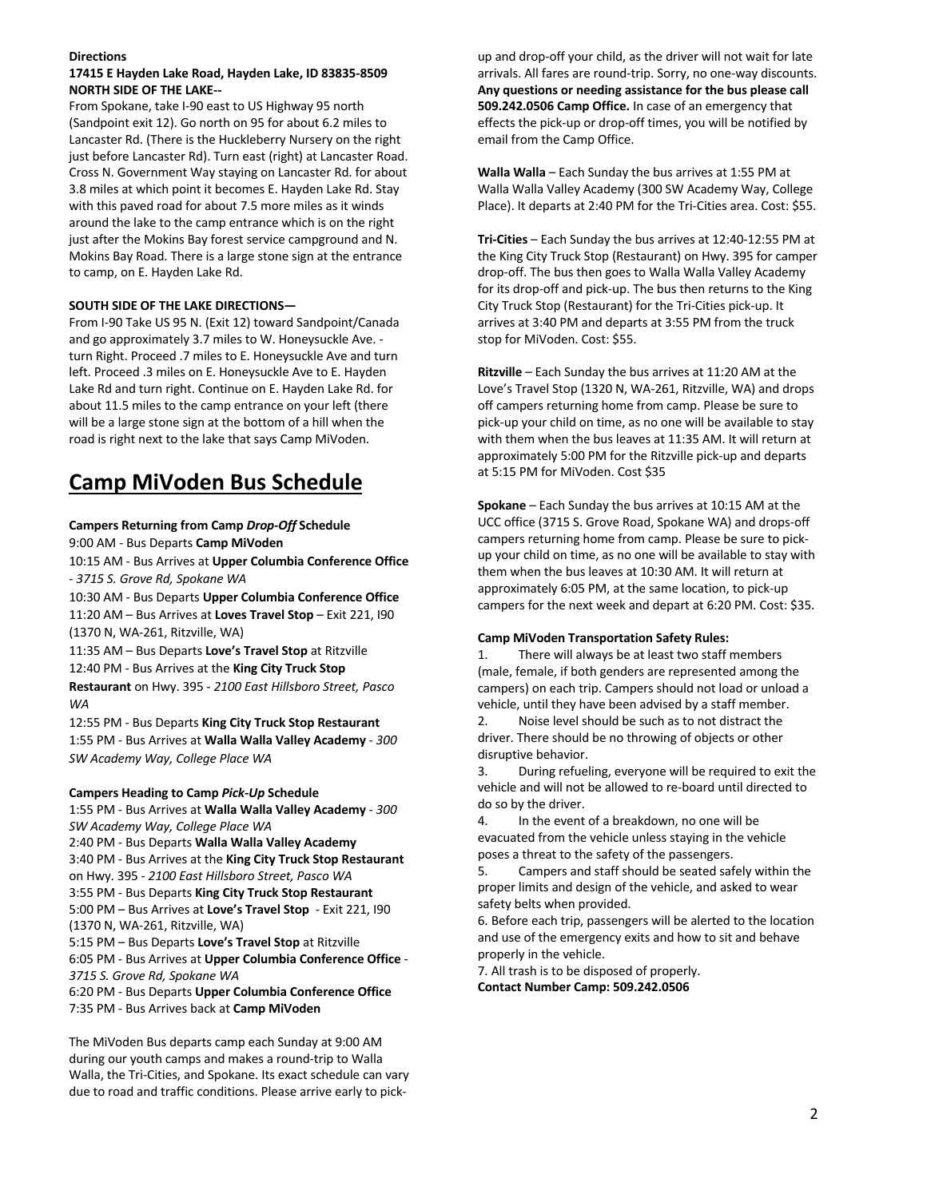**Directions**

**17415 E Hayden Lake Road, Hayden Lake, ID 83835-8509**
**NORTH SIDE OF THE LAKE--**

From Spokane, take I-90 east to US Highway 95 north (Sandpoint exit 12). Go north on 95 for about 6.2 miles to Lancaster Rd. (There is the Huckleberry Nursery on the right just before Lancaster Rd). Turn east (right) at Lancaster Road. Cross N. Government Way staying on Lancaster Rd. for about 3.8 miles at which point it becomes E. Hayden Lake Rd. Stay with this paved road for about 7.5 more miles as it winds around the lake to the camp entrance which is on the right just after the Mokins Bay forest service campground and N. Mokins Bay Road. There is a large stone sign at the entrance to camp, on E. Hayden Lake Rd.

**SOUTH SIDE OF THE LAKE DIRECTIONS—**

From I-90 Take US 95 N. (Exit 12) toward Sandpoint/Canada and go approximately 3.7 miles to W. Honeysuckle Ave. - turn Right. Proceed .7 miles to E. Honeysuckle Ave and turn left. Proceed .3 miles on E. Honeysuckle Ave to E. Hayden Lake Rd and turn right. Continue on E. Hayden Lake Rd. for about 11.5 miles to the camp entrance on your left (there will be a large stone sign at the bottom of a hill when the road is right next to the lake that says Camp MiVoden.

# Camp MiVoden Bus Schedule

**Campers Returning from Camp *Drop-Off* Schedule**

9:00 AM - Bus Departs **Camp MiVoden**
10:15 AM - Bus Arrives at **Upper Columbia Conference Office** - *3715 S. Grove Rd, Spokane WA*
10:30 AM - Bus Departs **Upper Columbia Conference Office**
11:20 AM – Bus Arrives at **Loves Travel Stop** – Exit 221, I90 (1370 N, WA-261, Ritzville, WA)
11:35 AM – Bus Departs **Love's Travel Stop** at Ritzville
12:40 PM - Bus Arrives at the **King City Truck Stop Restaurant** on Hwy. 395 - *2100 East Hillsboro Street, Pasco WA*
12:55 PM - Bus Departs **King City Truck Stop Restaurant**
1:55 PM - Bus Arrives at **Walla Walla Valley Academy** - *300 SW Academy Way, College Place WA*

**Campers Heading to Camp *Pick-Up* Schedule**

1:55 PM - Bus Arrives at **Walla Walla Valley Academy** - *300 SW Academy Way, College Place WA*
2:40 PM - Bus Departs **Walla Walla Valley Academy**
3:40 PM - Bus Arrives at the **King City Truck Stop Restaurant** on Hwy. 395 - *2100 East Hillsboro Street, Pasco WA*
3:55 PM - Bus Departs **King City Truck Stop Restaurant**
5:00 PM – Bus Arrives at **Love's Travel Stop** - Exit 221, I90 (1370 N, WA-261, Ritzville, WA)
5:15 PM – Bus Departs **Love's Travel Stop** at Ritzville
6:05 PM - Bus Arrives at **Upper Columbia Conference Office** - *3715 S. Grove Rd, Spokane WA*
6:20 PM - Bus Departs **Upper Columbia Conference Office**
7:35 PM - Bus Arrives back at **Camp MiVoden**

The MiVoden Bus departs camp each Sunday at 9:00 AM during our youth camps and makes a round-trip to Walla Walla, the Tri-Cities, and Spokane. Its exact schedule can vary due to road and traffic conditions. Please arrive early to pick-up and drop-off your child, as the driver will not wait for late arrivals. All fares are round-trip. Sorry, no one-way discounts. **Any questions or needing assistance for the bus please call 509.242.0506 Camp Office.** In case of an emergency that effects the pick-up or drop-off times, you will be notified by email from the Camp Office.

**Walla Walla** – Each Sunday the bus arrives at 1:55 PM at Walla Walla Valley Academy (300 SW Academy Way, College Place). It departs at 2:40 PM for the Tri-Cities area. Cost: $55.

**Tri-Cities** – Each Sunday the bus arrives at 12:40-12:55 PM at the King City Truck Stop (Restaurant) on Hwy. 395 for camper drop-off. The bus then goes to Walla Walla Valley Academy for its drop-off and pick-up. The bus then returns to the King City Truck Stop (Restaurant) for the Tri-Cities pick-up. It arrives at 3:40 PM and departs at 3:55 PM from the truck stop for MiVoden. Cost: $55.

**Ritzville** – Each Sunday the bus arrives at 11:20 AM at the Love's Travel Stop (1320 N, WA-261, Ritzville, WA) and drops off campers returning home from camp. Please be sure to pick-up your child on time, as no one will be available to stay with them when the bus leaves at 11:35 AM. It will return at approximately 5:00 PM for the Ritzville pick-up and departs at 5:15 PM for MiVoden. Cost $35

**Spokane** – Each Sunday the bus arrives at 10:15 AM at the UCC office (3715 S. Grove Road, Spokane WA) and drops-off campers returning home from camp. Please be sure to pick-up your child on time, as no one will be available to stay with them when the bus leaves at 10:30 AM. It will return at approximately 6:05 PM, at the same location, to pick-up campers for the next week and depart at 6:20 PM. Cost: $35.

**Camp MiVoden Transportation Safety Rules:**

1. There will always be at least two staff members (male, female, if both genders are represented among the campers) on each trip. Campers should not load or unload a vehicle, until they have been advised by a staff member.
2. Noise level should be such as to not distract the driver. There should be no throwing of objects or other disruptive behavior.
3. During refueling, everyone will be required to exit the vehicle and will not be allowed to re-board until directed to do so by the driver.
4. In the event of a breakdown, no one will be evacuated from the vehicle unless staying in the vehicle poses a threat to the safety of the passengers.
5. Campers and staff should be seated safely within the proper limits and design of the vehicle, and asked to wear safety belts when provided.
6. Before each trip, passengers will be alerted to the location and use of the emergency exits and how to sit and behave properly in the vehicle.
7. All trash is to be disposed of properly.

**Contact Number Camp: 509.242.0506**